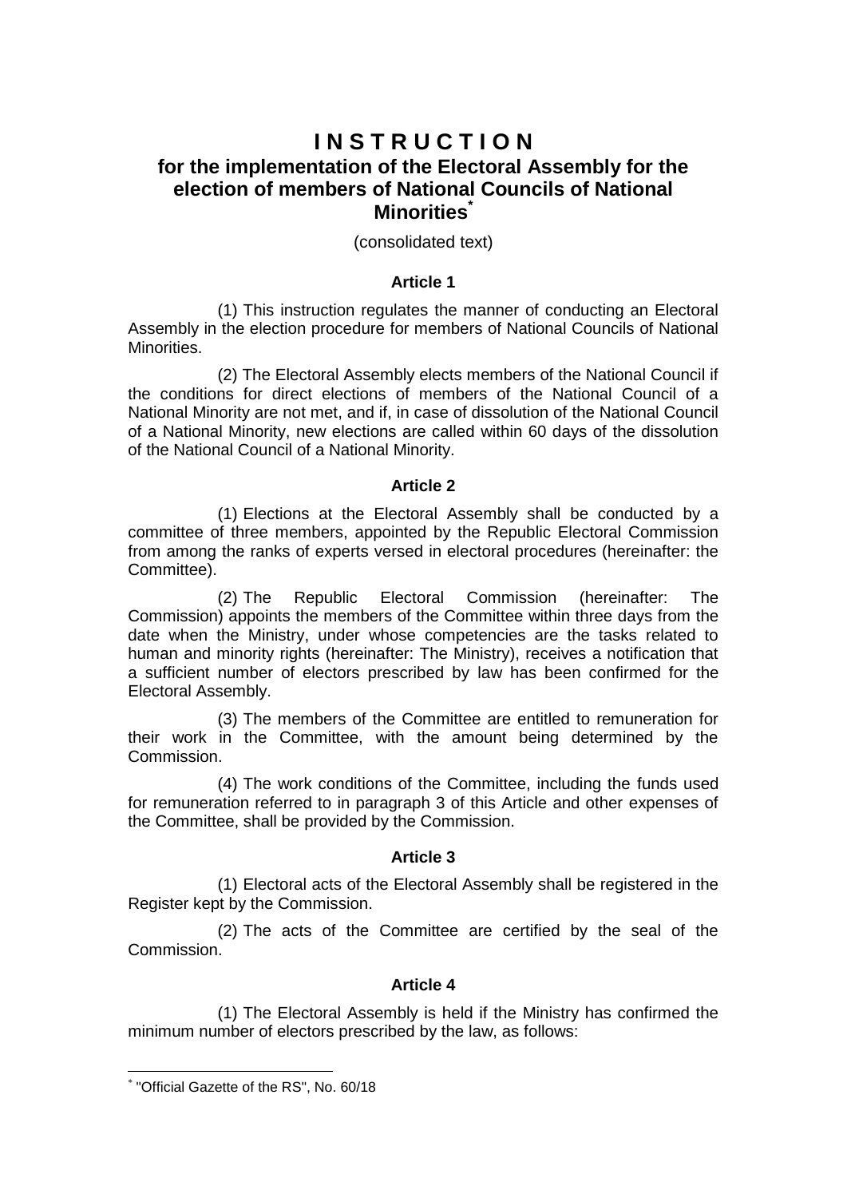# INSTRUCTION

## for the implementation of the Electoral Assembly for the election of members of National Councils of National Minorities*

(consolidated text)

### Article 1

(1) This instruction regulates the manner of conducting an Electoral Assembly in the election procedure for members of National Councils of National Minorities.

(2) The Electoral Assembly elects members of the National Council if the conditions for direct elections of members of the National Council of a National Minority are not met, and if, in case of dissolution of the National Council of a National Minority, new elections are called within 60 days of the dissolution of the National Council of a National Minority.

### Article 2

(1) Elections at the Electoral Assembly shall be conducted by a committee of three members, appointed by the Republic Electoral Commission from among the ranks of experts versed in electoral procedures (hereinafter: the Committee).

(2) The Republic Electoral Commission (hereinafter: The Commission) appoints the members of the Committee within three days from the date when the Ministry, under whose competencies are the tasks related to human and minority rights (hereinafter: The Ministry), receives a notification that a sufficient number of electors prescribed by law has been confirmed for the Electoral Assembly.

(3) The members of the Committee are entitled to remuneration for their work in the Committee, with the amount being determined by the Commission.

(4) The work conditions of the Committee, including the funds used for remuneration referred to in paragraph 3 of this Article and other expenses of the Committee, shall be provided by the Commission.

### Article 3

(1) Electoral acts of the Electoral Assembly shall be registered in the Register kept by the Commission.

(2) The acts of the Committee are certified by the seal of the Commission.

### Article 4

(1) The Electoral Assembly is held if the Ministry has confirmed the minimum number of electors prescribed by the law, as follows:

---

* "Official Gazette of the RS", No. 60/18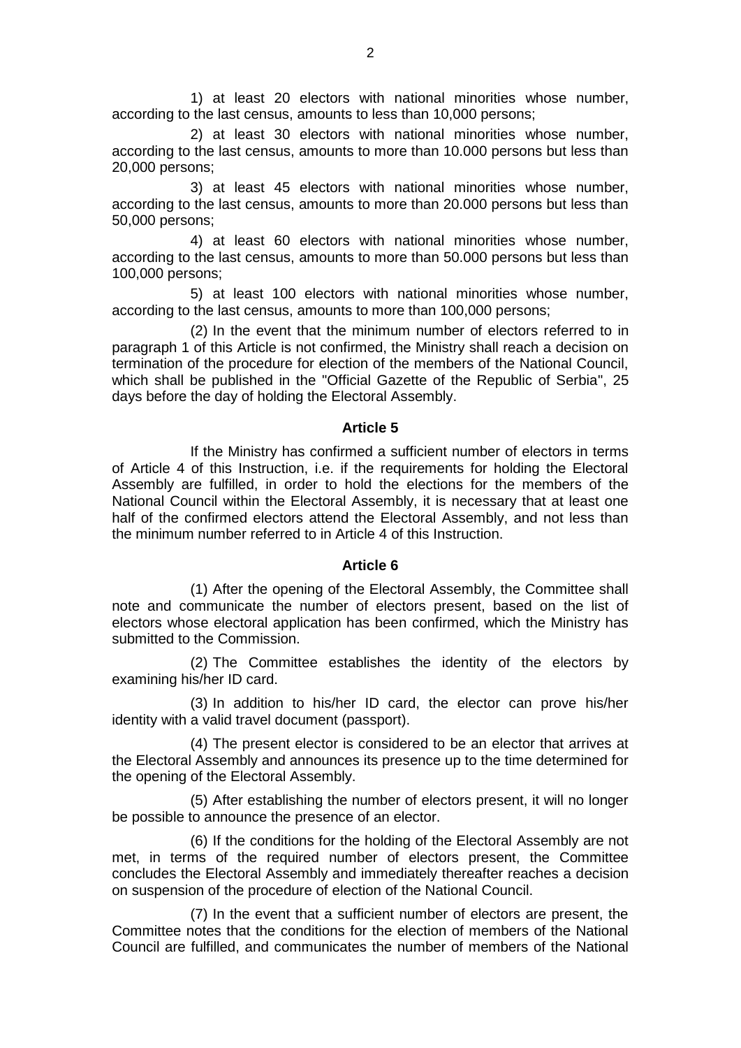1) at least 20 electors with national minorities whose number, according to the last census, amounts to less than 10,000 persons;

2) at least 30 electors with national minorities whose number, according to the last census, amounts to more than 10.000 persons but less than 20,000 persons;

3) at least 45 electors with national minorities whose number, according to the last census, amounts to more than 20.000 persons but less than 50,000 persons;

4) at least 60 electors with national minorities whose number, according to the last census, amounts to more than 50.000 persons but less than 100,000 persons;

5) at least 100 electors with national minorities whose number, according to the last census, amounts to more than 100,000 persons;

(2) In the event that the minimum number of electors referred to in paragraph 1 of this Article is not confirmed, the Ministry shall reach a decision on termination of the procedure for election of the members of the National Council, which shall be published in the "Official Gazette of the Republic of Serbia", 25 days before the day of holding the Electoral Assembly.

**Article 5**

If the Ministry has confirmed a sufficient number of electors in terms of Article 4 of this Instruction, i.e. if the requirements for holding the Electoral Assembly are fulfilled, in order to hold the elections for the members of the National Council within the Electoral Assembly, it is necessary that at least one half of the confirmed electors attend the Electoral Assembly, and not less than the minimum number referred to in Article 4 of this Instruction.

**Article 6**

(1) After the opening of the Electoral Assembly, the Committee shall note and communicate the number of electors present, based on the list of electors whose electoral application has been confirmed, which the Ministry has submitted to the Commission.

(2) The Committee establishes the identity of the electors by examining his/her ID card.

(3) In addition to his/her ID card, the elector can prove his/her identity with a valid travel document (passport).

(4) The present elector is considered to be an elector that arrives at the Electoral Assembly and announces its presence up to the time determined for the opening of the Electoral Assembly.

(5) After establishing the number of electors present, it will no longer be possible to announce the presence of an elector.

(6) If the conditions for the holding of the Electoral Assembly are not met, in terms of the required number of electors present, the Committee concludes the Electoral Assembly and immediately thereafter reaches a decision on suspension of the procedure of election of the National Council.

(7) In the event that a sufficient number of electors are present, the Committee notes that the conditions for the election of members of the National Council are fulfilled, and communicates the number of members of the National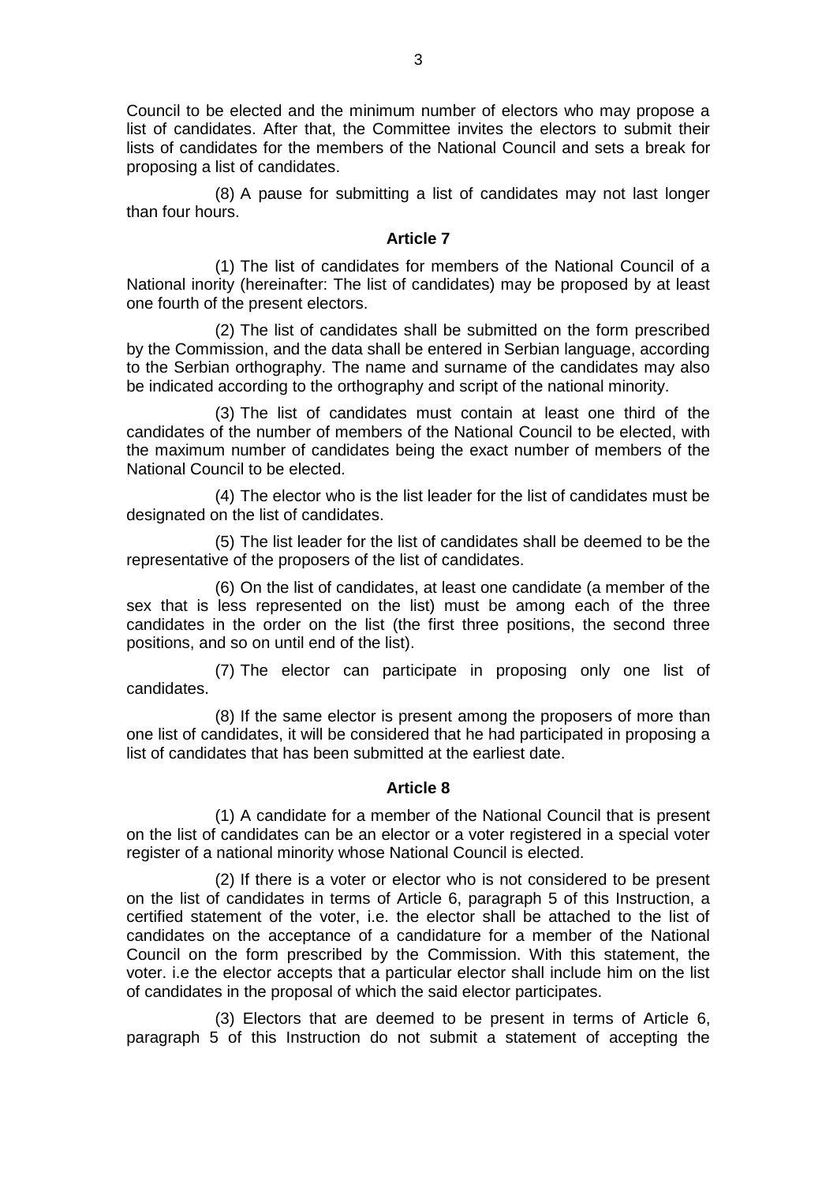Council to be elected and the minimum number of electors who may propose a list of candidates. After that, the Committee invites the electors to submit their lists of candidates for the members of the National Council and sets a break for proposing a list of candidates.

(8) A pause for submitting a list of candidates may not last longer than four hours.

### Article 7

(1) The list of candidates for members of the National Council of a National inority (hereinafter: The list of candidates) may be proposed by at least one fourth of the present electors.

(2) The list of candidates shall be submitted on the form prescribed by the Commission, and the data shall be entered in Serbian language, according to the Serbian orthography. The name and surname of the candidates may also be indicated according to the orthography and script of the national minority.

(3) The list of candidates must contain at least one third of the candidates of the number of members of the National Council to be elected, with the maximum number of candidates being the exact number of members of the National Council to be elected.

(4) The elector who is the list leader for the list of candidates must be designated on the list of candidates.

(5) The list leader for the list of candidates shall be deemed to be the representative of the proposers of the list of candidates.

(6) On the list of candidates, at least one candidate (a member of the sex that is less represented on the list) must be among each of the three candidates in the order on the list (the first three positions, the second three positions, and so on until end of the list).

(7) The elector can participate in proposing only one list of candidates.

(8) If the same elector is present among the proposers of more than one list of candidates, it will be considered that he had participated in proposing a list of candidates that has been submitted at the earliest date.

### Article 8

(1) A candidate for a member of the National Council that is present on the list of candidates can be an elector or a voter registered in a special voter register of a national minority whose National Council is elected.

(2) If there is a voter or elector who is not considered to be present on the list of candidates in terms of Article 6, paragraph 5 of this Instruction, a certified statement of the voter, i.e. the elector shall be attached to the list of candidates on the acceptance of a candidature for a member of the National Council on the form prescribed by the Commission. With this statement, the voter. i.e the elector accepts that a particular elector shall include him on the list of candidates in the proposal of which the said elector participates.

(3) Electors that are deemed to be present in terms of Article 6, paragraph 5 of this Instruction do not submit a statement of accepting the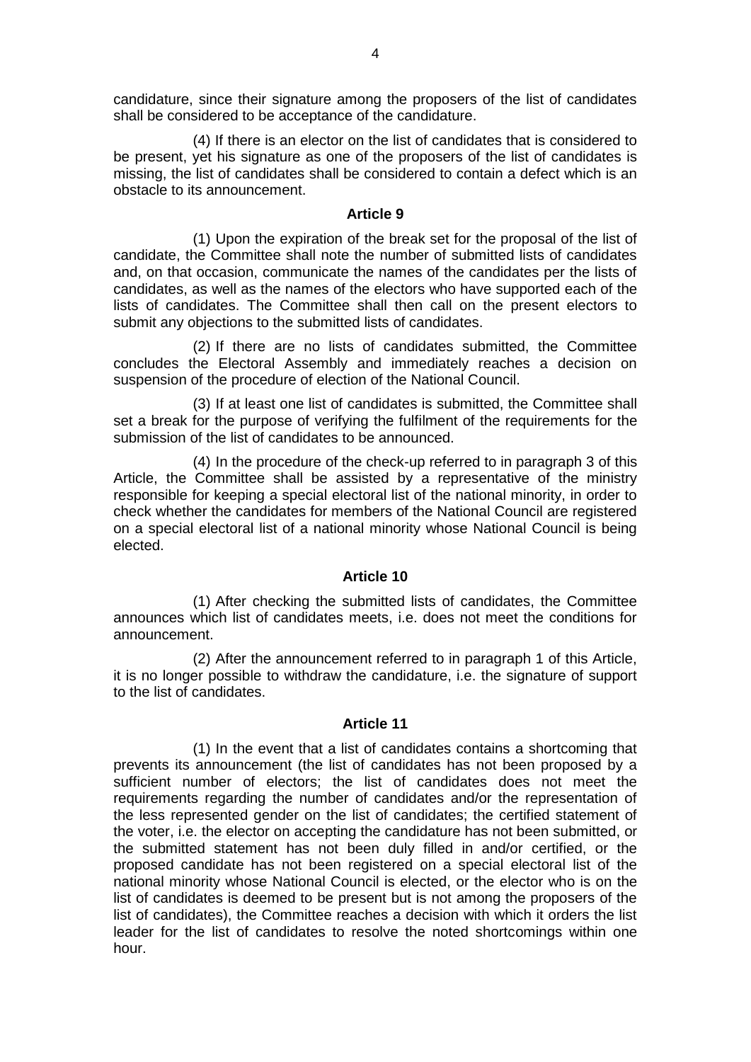candidature, since their signature among the proposers of the list of candidates shall be considered to be acceptance of the candidature.

(4) If there is an elector on the list of candidates that is considered to be present, yet his signature as one of the proposers of the list of candidates is missing, the list of candidates shall be considered to contain a defect which is an obstacle to its announcement.

#### Article 9

(1) Upon the expiration of the break set for the proposal of the list of candidate, the Committee shall note the number of submitted lists of candidates and, on that occasion, communicate the names of the candidates per the lists of candidates, as well as the names of the electors who have supported each of the lists of candidates. The Committee shall then call on the present electors to submit any objections to the submitted lists of candidates.

(2) If there are no lists of candidates submitted, the Committee concludes the Electoral Assembly and immediately reaches a decision on suspension of the procedure of election of the National Council.

(3) If at least one list of candidates is submitted, the Committee shall set a break for the purpose of verifying the fulfilment of the requirements for the submission of the list of candidates to be announced.

(4) In the procedure of the check-up referred to in paragraph 3 of this Article, the Committee shall be assisted by a representative of the ministry responsible for keeping a special electoral list of the national minority, in order to check whether the candidates for members of the National Council are registered on a special electoral list of a national minority whose National Council is being elected.

#### Article 10

(1) After checking the submitted lists of candidates, the Committee announces which list of candidates meets, i.e. does not meet the conditions for announcement.

(2) After the announcement referred to in paragraph 1 of this Article, it is no longer possible to withdraw the candidature, i.e. the signature of support to the list of candidates.

#### Article 11

(1) In the event that a list of candidates contains a shortcoming that prevents its announcement (the list of candidates has not been proposed by a sufficient number of electors; the list of candidates does not meet the requirements regarding the number of candidates and/or the representation of the less represented gender on the list of candidates; the certified statement of the voter, i.e. the elector on accepting the candidature has not been submitted, or the submitted statement has not been duly filled in and/or certified, or the proposed candidate has not been registered on a special electoral list of the national minority whose National Council is elected, or the elector who is on the list of candidates is deemed to be present but is not among the proposers of the list of candidates), the Committee reaches a decision with which it orders the list leader for the list of candidates to resolve the noted shortcomings within one hour.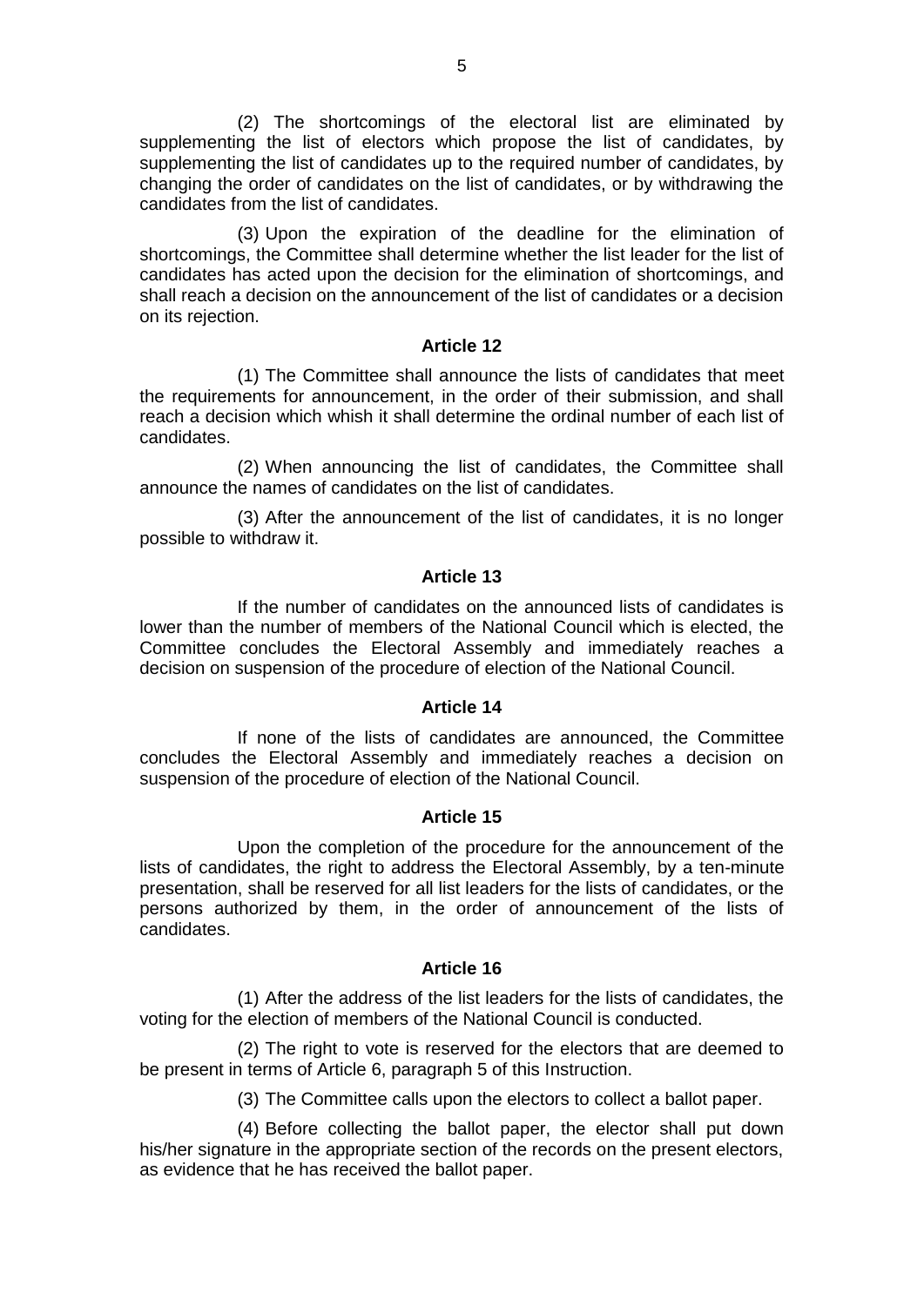(2) The shortcomings of the electoral list are eliminated by supplementing the list of electors which propose the list of candidates, by supplementing the list of candidates up to the required number of candidates, by changing the order of candidates on the list of candidates, or by withdrawing the candidates from the list of candidates.

(3) Upon the expiration of the deadline for the elimination of shortcomings, the Committee shall determine whether the list leader for the list of candidates has acted upon the decision for the elimination of shortcomings, and shall reach a decision on the announcement of the list of candidates or a decision on its rejection.

### Article 12

(1) The Committee shall announce the lists of candidates that meet the requirements for announcement, in the order of their submission, and shall reach a decision which whish it shall determine the ordinal number of each list of candidates.

(2) When announcing the list of candidates, the Committee shall announce the names of candidates on the list of candidates.

(3) After the announcement of the list of candidates, it is no longer possible to withdraw it.

### Article 13

If the number of candidates on the announced lists of candidates is lower than the number of members of the National Council which is elected, the Committee concludes the Electoral Assembly and immediately reaches a decision on suspension of the procedure of election of the National Council.

### Article 14

If none of the lists of candidates are announced, the Committee concludes the Electoral Assembly and immediately reaches a decision on suspension of the procedure of election of the National Council.

### Article 15

Upon the completion of the procedure for the announcement of the lists of candidates, the right to address the Electoral Assembly, by a ten-minute presentation, shall be reserved for all list leaders for the lists of candidates, or the persons authorized by them, in the order of announcement of the lists of candidates.

### Article 16

(1) After the address of the list leaders for the lists of candidates, the voting for the election of members of the National Council is conducted.

(2) The right to vote is reserved for the electors that are deemed to be present in terms of Article 6, paragraph 5 of this Instruction.

(3) The Committee calls upon the electors to collect a ballot paper.

(4) Before collecting the ballot paper, the elector shall put down his/her signature in the appropriate section of the records on the present electors, as evidence that he has received the ballot paper.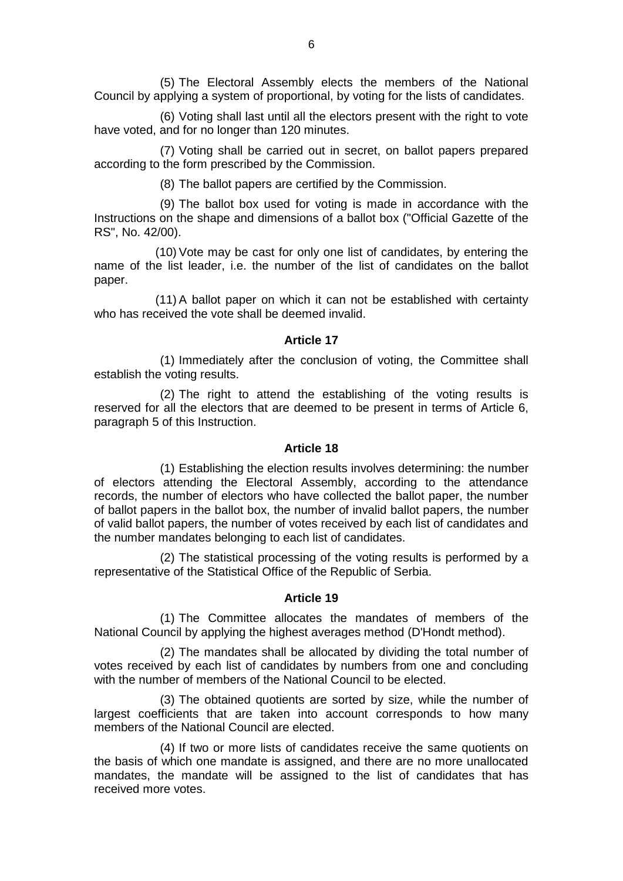(5) The Electoral Assembly elects the members of the National Council by applying a system of proportional, by voting for the lists of candidates.

(6) Voting shall last until all the electors present with the right to vote have voted, and for no longer than 120 minutes.

(7) Voting shall be carried out in secret, on ballot papers prepared according to the form prescribed by the Commission.

(8) The ballot papers are certified by the Commission.

(9) The ballot box used for voting is made in accordance with the Instructions on the shape and dimensions of a ballot box ("Official Gazette of the RS", No. 42/00).

(10) Vote may be cast for only one list of candidates, by entering the name of the list leader, i.e. the number of the list of candidates on the ballot paper.

(11) A ballot paper on which it can not be established with certainty who has received the vote shall be deemed invalid.

### Article 17

(1) Immediately after the conclusion of voting, the Committee shall establish the voting results.

(2) The right to attend the establishing of the voting results is reserved for all the electors that are deemed to be present in terms of Article 6, paragraph 5 of this Instruction.

### Article 18

(1) Establishing the election results involves determining: the number of electors attending the Electoral Assembly, according to the attendance records, the number of electors who have collected the ballot paper, the number of ballot papers in the ballot box, the number of invalid ballot papers, the number of valid ballot papers, the number of votes received by each list of candidates and the number mandates belonging to each list of candidates.

(2) The statistical processing of the voting results is performed by a representative of the Statistical Office of the Republic of Serbia.

### Article 19

(1) The Committee allocates the mandates of members of the National Council by applying the highest averages method (D'Hondt method).

(2) The mandates shall be allocated by dividing the total number of votes received by each list of candidates by numbers from one and concluding with the number of members of the National Council to be elected.

(3) The obtained quotients are sorted by size, while the number of largest coefficients that are taken into account corresponds to how many members of the National Council are elected.

(4) If two or more lists of candidates receive the same quotients on the basis of which one mandate is assigned, and there are no more unallocated mandates, the mandate will be assigned to the list of candidates that has received more votes.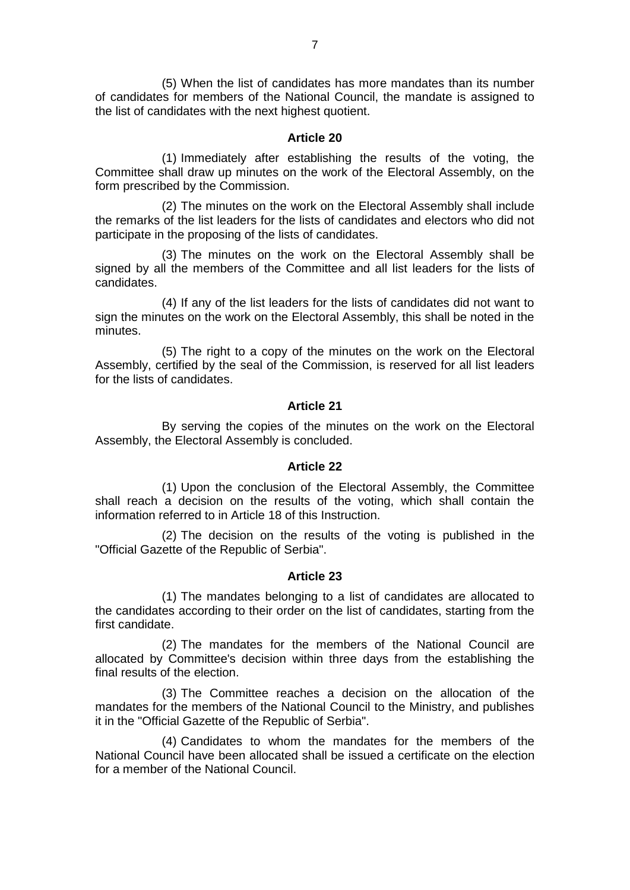(5) When the list of candidates has more mandates than its number of candidates for members of the National Council, the mandate is assigned to the list of candidates with the next highest quotient.

**Article 20**

(1) Immediately after establishing the results of the voting, the Committee shall draw up minutes on the work of the Electoral Assembly, on the form prescribed by the Commission.

(2) The minutes on the work on the Electoral Assembly shall include the remarks of the list leaders for the lists of candidates and electors who did not participate in the proposing of the lists of candidates.

(3) The minutes on the work on the Electoral Assembly shall be signed by all the members of the Committee and all list leaders for the lists of candidates.

(4) If any of the list leaders for the lists of candidates did not want to sign the minutes on the work on the Electoral Assembly, this shall be noted in the minutes.

(5) The right to a copy of the minutes on the work on the Electoral Assembly, certified by the seal of the Commission, is reserved for all list leaders for the lists of candidates.

**Article 21**

By serving the copies of the minutes on the work on the Electoral Assembly, the Electoral Assembly is concluded.

**Article 22**

(1) Upon the conclusion of the Electoral Assembly, the Committee shall reach a decision on the results of the voting, which shall contain the information referred to in Article 18 of this Instruction.

(2) The decision on the results of the voting is published in the "Official Gazette of the Republic of Serbia".

**Article 23**

(1) The mandates belonging to a list of candidates are allocated to the candidates according to their order on the list of candidates, starting from the first candidate.

(2) The mandates for the members of the National Council are allocated by Committee's decision within three days from the establishing the final results of the election.

(3) The Committee reaches a decision on the allocation of the mandates for the members of the National Council to the Ministry, and publishes it in the "Official Gazette of the Republic of Serbia".

(4) Candidates to whom the mandates for the members of the National Council have been allocated shall be issued a certificate on the election for a member of the National Council.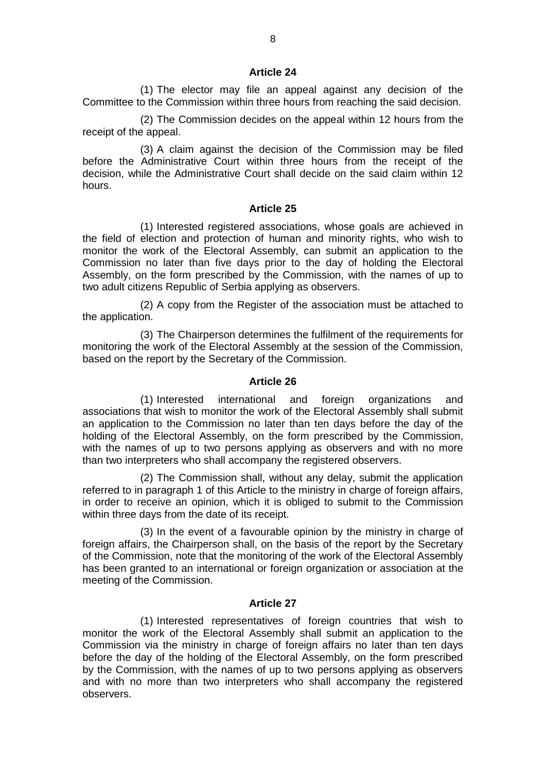### Article 24

(1) The elector may file an appeal against any decision of the Committee to the Commission within three hours from reaching the said decision.

(2) The Commission decides on the appeal within 12 hours from the receipt of the appeal.

(3) A claim against the decision of the Commission may be filed before the Administrative Court within three hours from the receipt of the decision, while the Administrative Court shall decide on the said claim within 12 hours.

### Article 25

(1) Interested registered associations, whose goals are achieved in the field of election and protection of human and minority rights, who wish to monitor the work of the Electoral Assembly, can submit an application to the Commission no later than five days prior to the day of holding the Electoral Assembly, on the form prescribed by the Commission, with the names of up to two adult citizens Republic of Serbia applying as observers.

(2) A copy from the Register of the association must be attached to the application.

(3) The Chairperson determines the fulfilment of the requirements for monitoring the work of the Electoral Assembly at the session of the Commission, based on the report by the Secretary of the Commission.

### Article 26

(1) Interested international and foreign organizations and associations that wish to monitor the work of the Electoral Assembly shall submit an application to the Commission no later than ten days before the day of the holding of the Electoral Assembly, on the form prescribed by the Commission, with the names of up to two persons applying as observers and with no more than two interpreters who shall accompany the registered observers.

(2) The Commission shall, without any delay, submit the application referred to in paragraph 1 of this Article to the ministry in charge of foreign affairs, in order to receive an opinion, which it is obliged to submit to the Commission within three days from the date of its receipt.

(3) In the event of a favourable opinion by the ministry in charge of foreign affairs, the Chairperson shall, on the basis of the report by the Secretary of the Commission, note that the monitoring of the work of the Electoral Assembly has been granted to an international or foreign organization or association at the meeting of the Commission.

### Article 27

(1) Interested representatives of foreign countries that wish to monitor the work of the Electoral Assembly shall submit an application to the Commission via the ministry in charge of foreign affairs no later than ten days before the day of the holding of the Electoral Assembly, on the form prescribed by the Commission, with the names of up to two persons applying as observers and with no more than two interpreters who shall accompany the registered observers.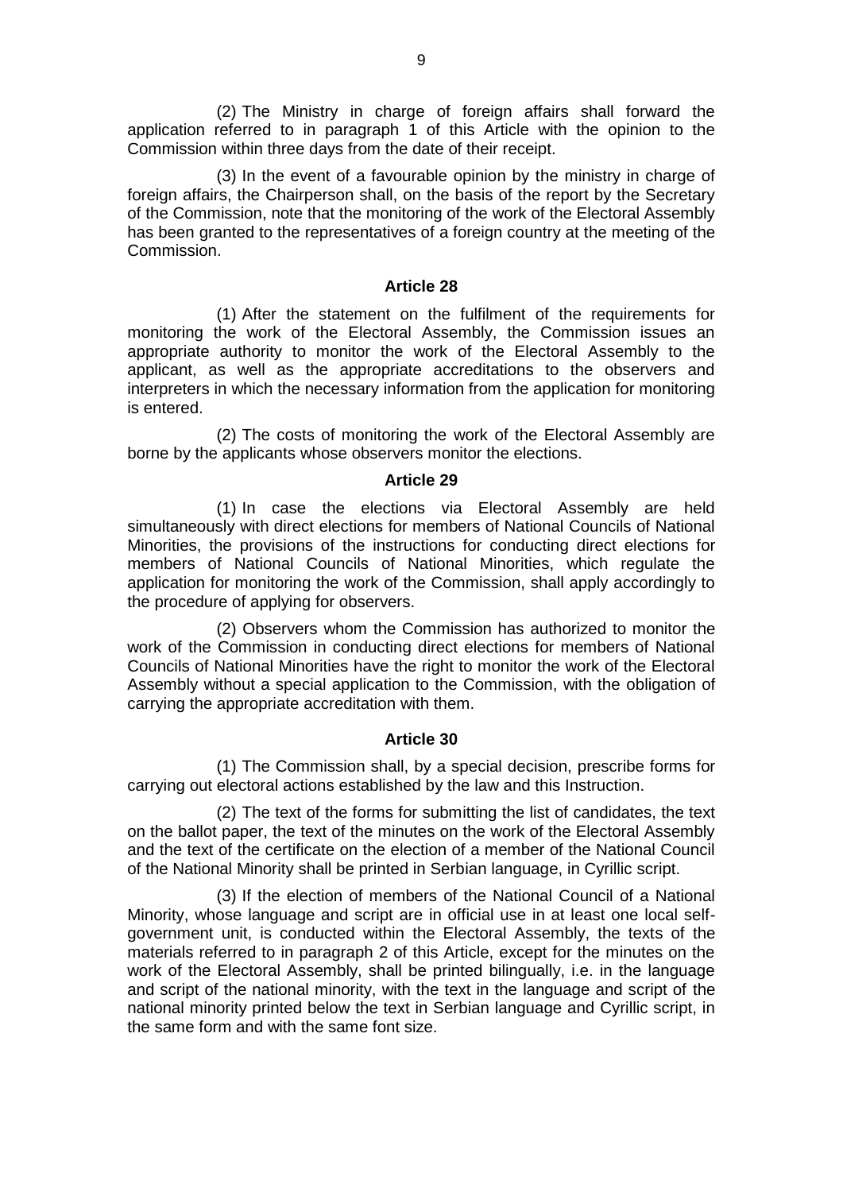(2) The Ministry in charge of foreign affairs shall forward the application referred to in paragraph 1 of this Article with the opinion to the Commission within three days from the date of their receipt.

(3) In the event of a favourable opinion by the ministry in charge of foreign affairs, the Chairperson shall, on the basis of the report by the Secretary of the Commission, note that the monitoring of the work of the Electoral Assembly has been granted to the representatives of a foreign country at the meeting of the Commission.

### Article 28

(1) After the statement on the fulfilment of the requirements for monitoring the work of the Electoral Assembly, the Commission issues an appropriate authority to monitor the work of the Electoral Assembly to the applicant, as well as the appropriate accreditations to the observers and interpreters in which the necessary information from the application for monitoring is entered.

(2) The costs of monitoring the work of the Electoral Assembly are borne by the applicants whose observers monitor the elections.

### Article 29

(1) In case the elections via Electoral Assembly are held simultaneously with direct elections for members of National Councils of National Minorities, the provisions of the instructions for conducting direct elections for members of National Councils of National Minorities, which regulate the application for monitoring the work of the Commission, shall apply accordingly to the procedure of applying for observers.

(2) Observers whom the Commission has authorized to monitor the work of the Commission in conducting direct elections for members of National Councils of National Minorities have the right to monitor the work of the Electoral Assembly without a special application to the Commission, with the obligation of carrying the appropriate accreditation with them.

### Article 30

(1) The Commission shall, by a special decision, prescribe forms for carrying out electoral actions established by the law and this Instruction.

(2) The text of the forms for submitting the list of candidates, the text on the ballot paper, the text of the minutes on the work of the Electoral Assembly and the text of the certificate on the election of a member of the National Council of the National Minority shall be printed in Serbian language, in Cyrillic script.

(3) If the election of members of the National Council of a National Minority, whose language and script are in official use in at least one local self-government unit, is conducted within the Electoral Assembly, the texts of the materials referred to in paragraph 2 of this Article, except for the minutes on the work of the Electoral Assembly, shall be printed bilingually, i.e. in the language and script of the national minority, with the text in the language and script of the national minority printed below the text in Serbian language and Cyrillic script, in the same form and with the same font size.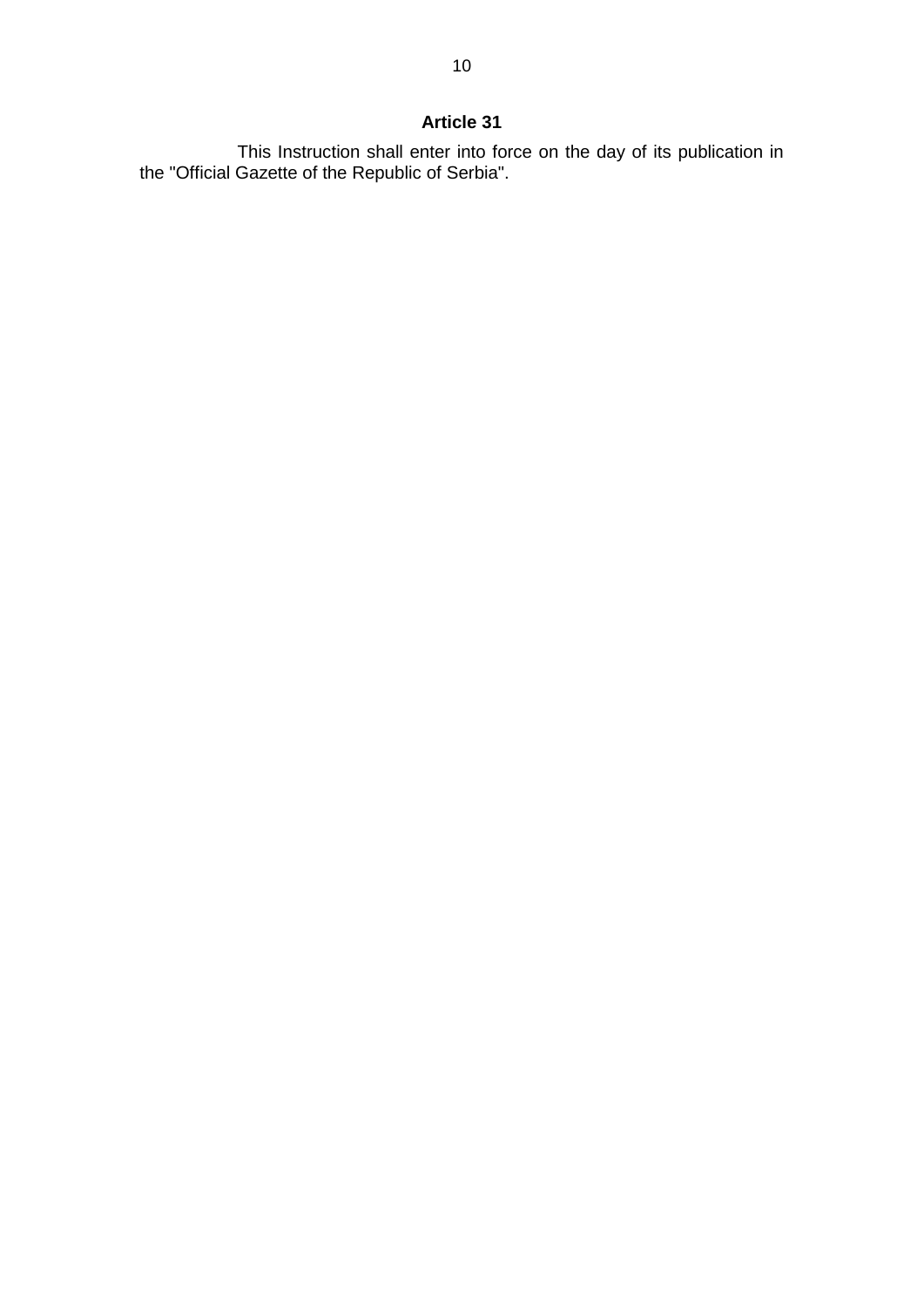**Article 31**

This Instruction shall enter into force on the day of its publication in the "Official Gazette of the Republic of Serbia".